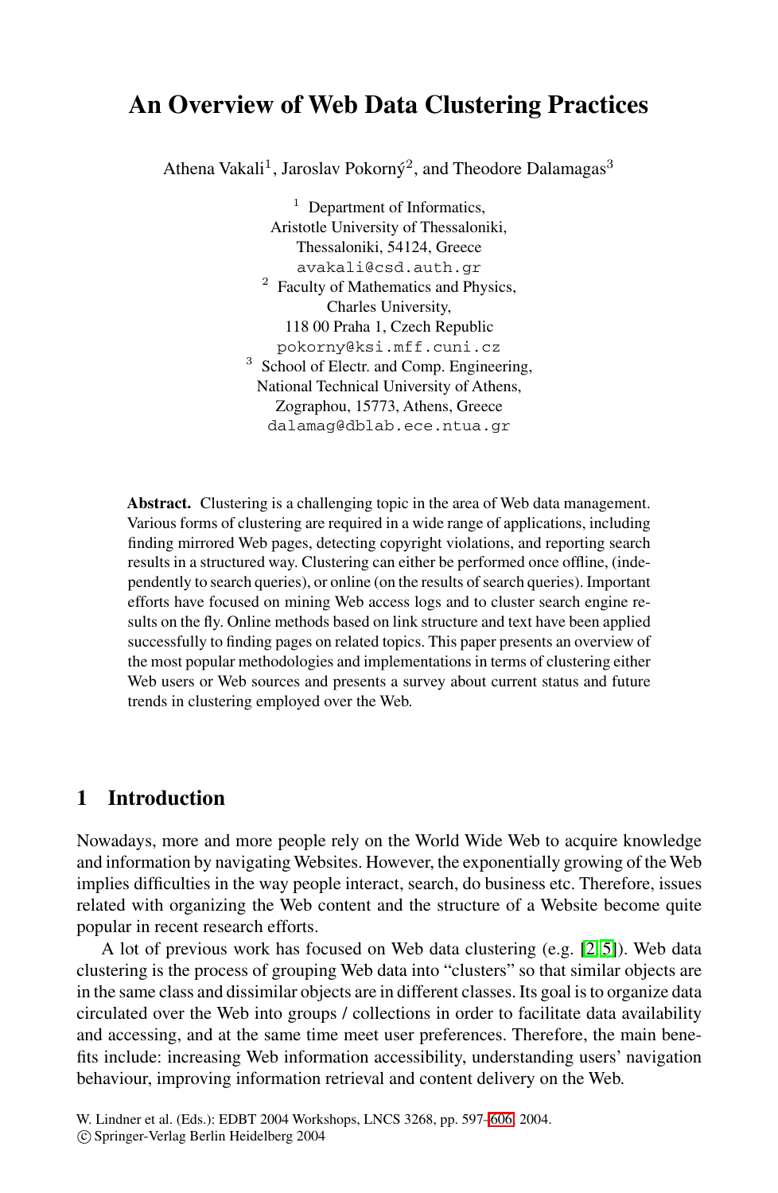# An Overview of Web Data Clustering Practices

Athena Vakali[1], Jaroslav Pokorný[2], and Theodore Dalamagas[3]

[1] Department of Informatics,
Aristotle University of Thessaloniki,
Thessaloniki, 54124, Greece
avakali@csd.auth.gr

[2] Faculty of Mathematics and Physics,
Charles University,
118 00 Praha 1, Czech Republic
pokorny@ksi.mff.cuni.cz

[3] School of Electr. and Comp. Engineering,
National Technical University of Athens,
Zographou, 15773, Athens, Greece
dalamag@dblab.ece.ntua.gr

**Abstract.** Clustering is a challenging topic in the area of Web data management. Various forms of clustering are required in a wide range of applications, including finding mirrored Web pages, detecting copyright violations, and reporting search results in a structured way. Clustering can either be performed once offline, (independently to search queries), or online (on the results of search queries). Important efforts have focused on mining Web access logs and to cluster search engine results on the fly. Online methods based on link structure and text have been applied successfully to finding pages on related topics. This paper presents an overview of the most popular methodologies and implementations in terms of clustering either Web users or Web sources and presents a survey about current status and future trends in clustering employed over the Web.

## 1 Introduction

Nowadays, more and more people rely on the World Wide Web to acquire knowledge and information by navigating Websites. However, the exponentially growing of the Web implies difficulties in the way people interact, search, do business etc. Therefore, issues related with organizing the Web content and the structure of a Website become quite popular in recent research efforts.

A lot of previous work has focused on Web data clustering (e.g. [2,5]). Web data clustering is the process of grouping Web data into "clusters" so that similar objects are in the same class and dissimilar objects are in different classes. Its goal is to organize data circulated over the Web into groups / collections in order to facilitate data availability and accessing, and at the same time meet user preferences. Therefore, the main benefits include: increasing Web information accessibility, understanding users' navigation behaviour, improving information retrieval and content delivery on the Web.

W. Lindner et al. (Eds.): EDBT 2004 Workshops, LNCS 3268, pp. 597–606, 2004.
© Springer-Verlag Berlin Heidelberg 2004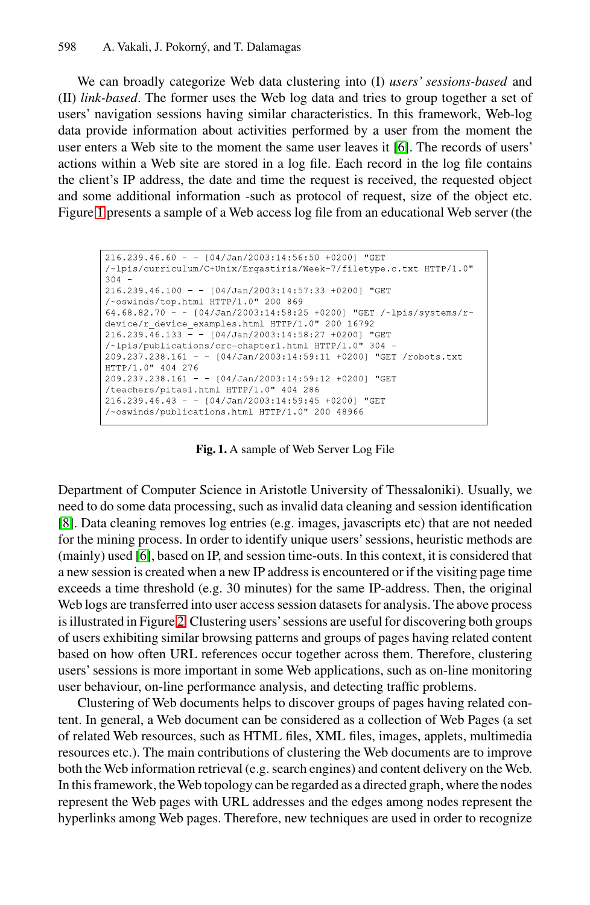We can broadly categorize Web data clustering into (I) *users' sessions-based* and (II) *link-based*. The former uses the Web log data and tries to group together a set of users' navigation sessions having similar characteristics. In this framework, Web-log data provide information about activities performed by a user from the moment the user enters a Web site to the moment the same user leaves it [6]. The records of users' actions within a Web site are stored in a log file. Each record in the log file contains the client's IP address, the date and time the request is received, the requested object and some additional information -such as protocol of request, size of the object etc. Figure 1 presents a sample of a Web access log file from an educational Web server (the Department of Computer Science in Aristotle University of Thessaloniki). Usually, we need to do some data processing, such as invalid data cleaning and session identification [8]. Data cleaning removes log entries (e.g. images, javascripts etc) that are not needed for the mining process. In order to identify unique users' sessions, heuristic methods are (mainly) used [6], based on IP, and session time-outs. In this context, it is considered that a new session is created when a new IP address is encountered or if the visiting page time exceeds a time threshold (e.g. 30 minutes) for the same IP-address. Then, the original Web logs are transferred into user access session datasets for analysis. The above process is illustrated in Figure 2. Clustering users' sessions are useful for discovering both groups of users exhibiting similar browsing patterns and groups of pages having related content based on how often URL references occur together across them. Therefore, clustering users' sessions is more important in some Web applications, such as on-line monitoring user behaviour, on-line performance analysis, and detecting traffic problems.

```
216.239.46.60 - - [04/Jan/2003:14:56:50 +0200] "GET
/~lpis/curriculum/C+Unix/Ergastiria/Week-7/filetype.c.txt HTTP/1.0"
304 -
216.239.46.100 - - [04/Jan/2003:14:57:33 +0200] "GET
/~oswinds/top.html HTTP/1.0" 200 869
64.68.82.70 - - [04/Jan/2003:14:58:25 +0200] "GET /~lpis/systems/r-
device/r_device_examples.html HTTP/1.0" 200 16792
216.239.46.133 - - [04/Jan/2003:14:58:27 +0200] "GET
/~lpis/publications/crc-chapter1.html HTTP/1.0" 304 -
209.237.238.161 - - [04/Jan/2003:14:59:11 +0200] "GET /robots.txt
HTTP/1.0" 404 276
209.237.238.161 - - [04/Jan/2003:14:59:12 +0200] "GET
/teachers/pitas1.html HTTP/1.0" 404 286
216.239.46.43 - - [04/Jan/2003:14:59:45 +0200] "GET
/~oswinds/publications.html HTTP/1.0" 200 48966
```

**Fig. 1.** A sample of Web Server Log File

Clustering of Web documents helps to discover groups of pages having related content. In general, a Web document can be considered as a collection of Web Pages (a set of related Web resources, such as HTML files, XML files, images, applets, multimedia resources etc.). The main contributions of clustering the Web documents are to improve both the Web information retrieval (e.g. search engines) and content delivery on the Web. In this framework, the Web topology can be regarded as a directed graph, where the nodes represent the Web pages with URL addresses and the edges among nodes represent the hyperlinks among Web pages. Therefore, new techniques are used in order to recognize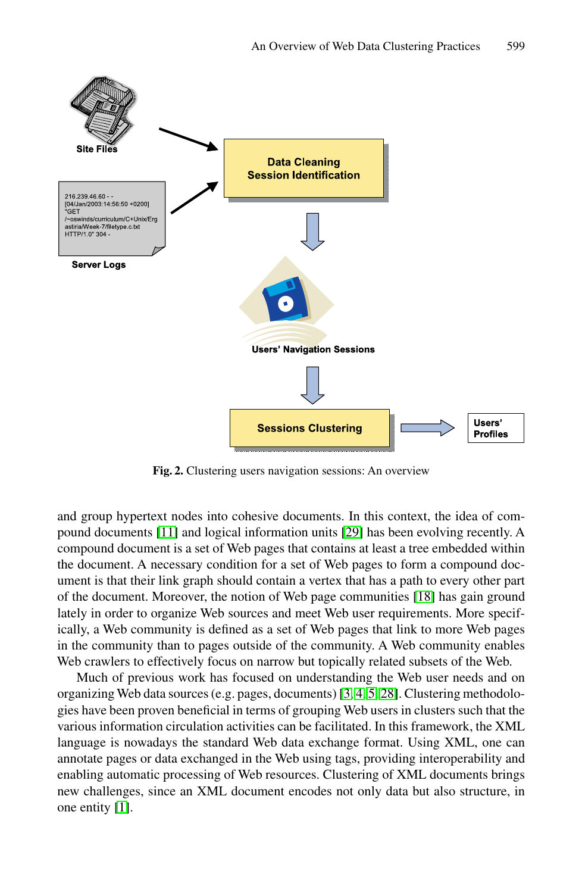Fig. 2. Clustering users navigation sessions: An overview

and group hypertext nodes into cohesive documents. In this context, the idea of compound documents [11] and logical information units [29] has been evolving recently. A compound document is a set of Web pages that contains at least a tree embedded within the document. A necessary condition for a set of Web pages to form a compound document is that their link graph should contain a vertex that has a path to every other part of the document. Moreover, the notion of Web page communities [18] has gain ground lately in order to organize Web sources and meet Web user requirements. More specifically, a Web community is defined as a set of Web pages that link to more Web pages in the community than to pages outside of the community. A Web community enables Web crawlers to effectively focus on narrow but topically related subsets of the Web.

Much of previous work has focused on understanding the Web user needs and on organizing Web data sources (e.g. pages, documents) [3, 4, 5, 28]. Clustering methodologies have been proven beneficial in terms of grouping Web users in clusters such that the various information circulation activities can be facilitated. In this framework, the XML language is nowadays the standard Web data exchange format. Using XML, one can annotate pages or data exchanged in the Web using tags, providing interoperability and enabling automatic processing of Web resources. Clustering of XML documents brings new challenges, since an XML document encodes not only data but also structure, in one entity [1].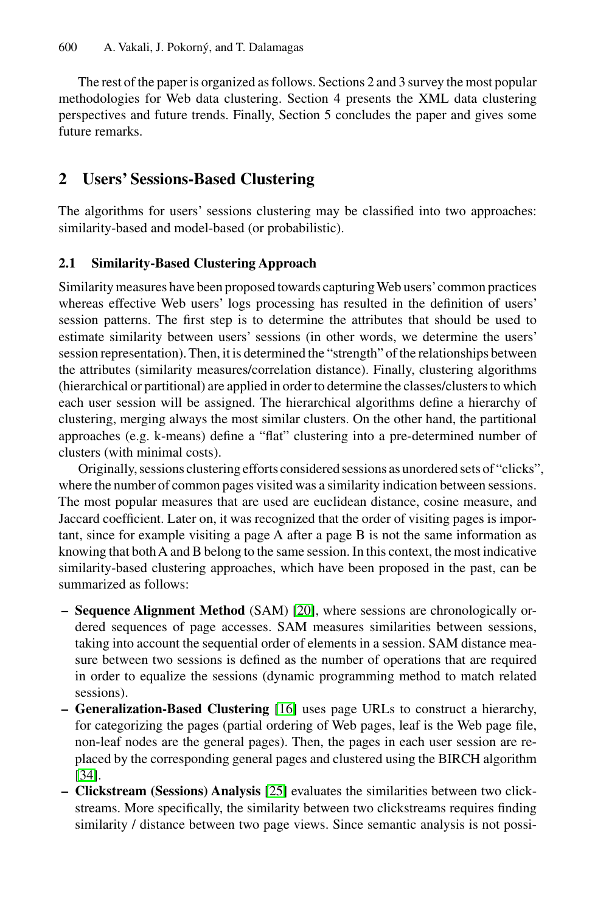The rest of the paper is organized as follows. Sections 2 and 3 survey the most popular methodologies for Web data clustering. Section 4 presents the XML data clustering perspectives and future trends. Finally, Section 5 concludes the paper and gives some future remarks.

## 2 Users' Sessions-Based Clustering

The algorithms for users' sessions clustering may be classified into two approaches: similarity-based and model-based (or probabilistic).

### 2.1 Similarity-Based Clustering Approach

Similarity measures have been proposed towards capturing Web users' common practices whereas effective Web users' logs processing has resulted in the definition of users' session patterns. The first step is to determine the attributes that should be used to estimate similarity between users' sessions (in other words, we determine the users' session representation). Then, it is determined the "strength" of the relationships between the attributes (similarity measures/correlation distance). Finally, clustering algorithms (hierarchical or partitional) are applied in order to determine the classes/clusters to which each user session will be assigned. The hierarchical algorithms define a hierarchy of clustering, merging always the most similar clusters. On the other hand, the partitional approaches (e.g. k-means) define a "flat" clustering into a pre-determined number of clusters (with minimal costs).

Originally, sessions clustering efforts considered sessions as unordered sets of "clicks", where the number of common pages visited was a similarity indication between sessions. The most popular measures that are used are euclidean distance, cosine measure, and Jaccard coefficient. Later on, it was recognized that the order of visiting pages is important, since for example visiting a page A after a page B is not the same information as knowing that both A and B belong to the same session. In this context, the most indicative similarity-based clustering approaches, which have been proposed in the past, can be summarized as follows:

- **Sequence Alignment Method** (SAM) [20], where sessions are chronologically ordered sequences of page accesses. SAM measures similarities between sessions, taking into account the sequential order of elements in a session. SAM distance measure between two sessions is defined as the number of operations that are required in order to equalize the sessions (dynamic programming method to match related sessions).
- **Generalization-Based Clustering** [16] uses page URLs to construct a hierarchy, for categorizing the pages (partial ordering of Web pages, leaf is the Web page file, non-leaf nodes are the general pages). Then, the pages in each user session are replaced by the corresponding general pages and clustered using the BIRCH algorithm [34].
- **Clickstream (Sessions) Analysis** [25] evaluates the similarities between two clickstreams. More specifically, the similarity between two clickstreams requires finding similarity / distance between two page views. Since semantic analysis is not possi-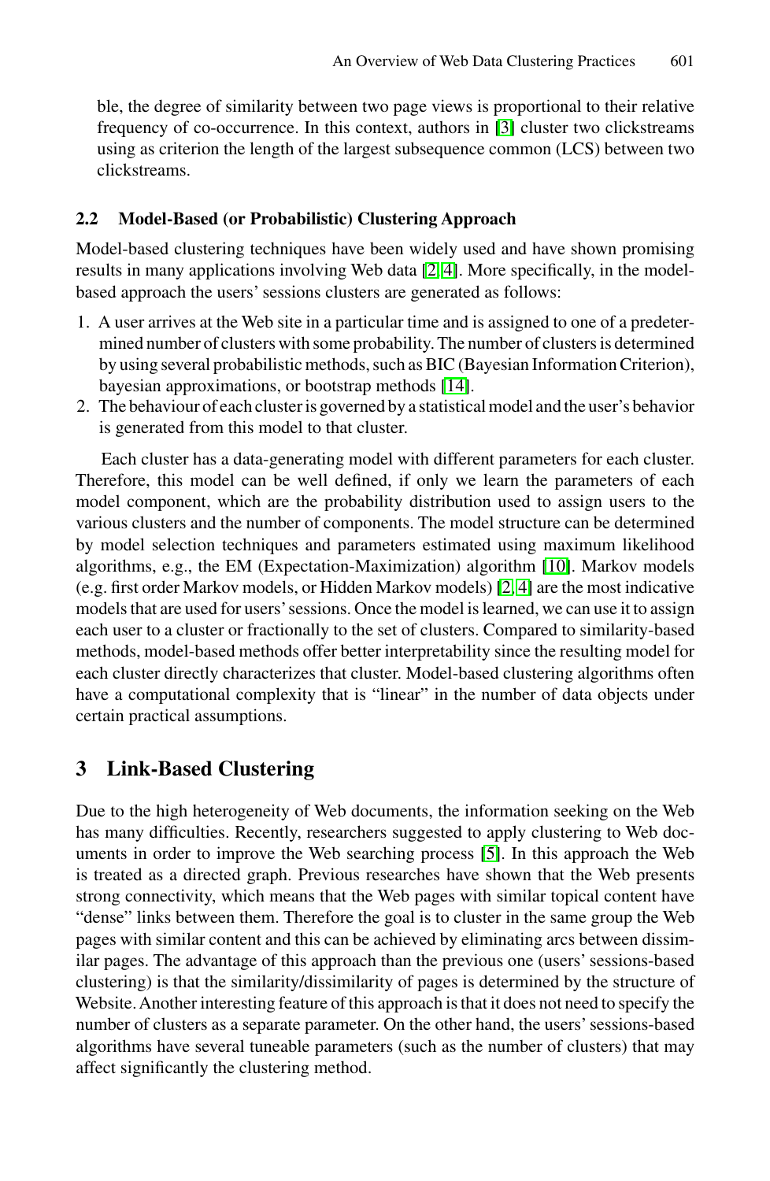ble, the degree of similarity between two page views is proportional to their relative frequency of co-occurrence. In this context, authors in [3] cluster two clickstreams using as criterion the length of the largest subsequence common (LCS) between two clickstreams.

### 2.2 Model-Based (or Probabilistic) Clustering Approach

Model-based clustering techniques have been widely used and have shown promising results in many applications involving Web data [2, 4]. More specifically, in the model-based approach the users' sessions clusters are generated as follows:

1. A user arrives at the Web site in a particular time and is assigned to one of a predetermined number of clusters with some probability. The number of clusters is determined by using several probabilistic methods, such as BIC (Bayesian Information Criterion), bayesian approximations, or bootstrap methods [14].
2. The behaviour of each cluster is governed by a statistical model and the user's behavior is generated from this model to that cluster.

Each cluster has a data-generating model with different parameters for each cluster. Therefore, this model can be well defined, if only we learn the parameters of each model component, which are the probability distribution used to assign users to the various clusters and the number of components. The model structure can be determined by model selection techniques and parameters estimated using maximum likelihood algorithms, e.g., the EM (Expectation-Maximization) algorithm [10]. Markov models (e.g. first order Markov models, or Hidden Markov models) [2, 4] are the most indicative models that are used for users' sessions. Once the model is learned, we can use it to assign each user to a cluster or fractionally to the set of clusters. Compared to similarity-based methods, model-based methods offer better interpretability since the resulting model for each cluster directly characterizes that cluster. Model-based clustering algorithms often have a computational complexity that is "linear" in the number of data objects under certain practical assumptions.

## 3 Link-Based Clustering

Due to the high heterogeneity of Web documents, the information seeking on the Web has many difficulties. Recently, researchers suggested to apply clustering to Web documents in order to improve the Web searching process [5]. In this approach the Web is treated as a directed graph. Previous researches have shown that the Web presents strong connectivity, which means that the Web pages with similar topical content have "dense" links between them. Therefore the goal is to cluster in the same group the Web pages with similar content and this can be achieved by eliminating arcs between dissimilar pages. The advantage of this approach than the previous one (users' sessions-based clustering) is that the similarity/dissimilarity of pages is determined by the structure of Website. Another interesting feature of this approach is that it does not need to specify the number of clusters as a separate parameter. On the other hand, the users' sessions-based algorithms have several tuneable parameters (such as the number of clusters) that may affect significantly the clustering method.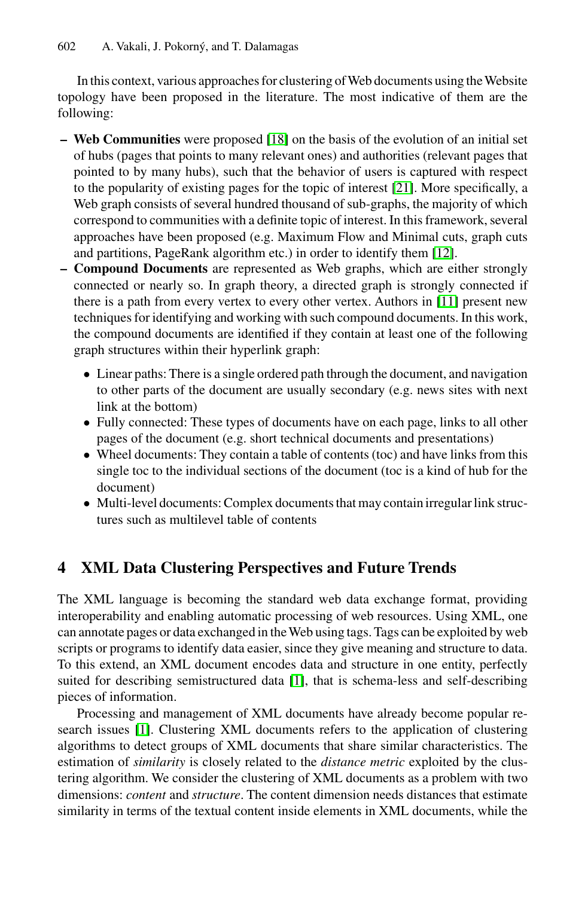In this context, various approaches for clustering of Web documents using the Website topology have been proposed in the literature. The most indicative of them are the following:

- **Web Communities** were proposed [18] on the basis of the evolution of an initial set of hubs (pages that points to many relevant ones) and authorities (relevant pages that pointed to by many hubs), such that the behavior of users is captured with respect to the popularity of existing pages for the topic of interest [21]. More specifically, a Web graph consists of several hundred thousand of sub-graphs, the majority of which correspond to communities with a definite topic of interest. In this framework, several approaches have been proposed (e.g. Maximum Flow and Minimal cuts, graph cuts and partitions, PageRank algorithm etc.) in order to identify them [12].
- **Compound Documents** are represented as Web graphs, which are either strongly connected or nearly so. In graph theory, a directed graph is strongly connected if there is a path from every vertex to every other vertex. Authors in [11] present new techniques for identifying and working with such compound documents. In this work, the compound documents are identified if they contain at least one of the following graph structures within their hyperlink graph:
  - Linear paths: There is a single ordered path through the document, and navigation to other parts of the document are usually secondary (e.g. news sites with next link at the bottom)
  - Fully connected: These types of documents have on each page, links to all other pages of the document (e.g. short technical documents and presentations)
  - Wheel documents: They contain a table of contents (toc) and have links from this single toc to the individual sections of the document (toc is a kind of hub for the document)
  - Multi-level documents: Complex documents that may contain irregular link structures such as multilevel table of contents

## 4 XML Data Clustering Perspectives and Future Trends

The XML language is becoming the standard web data exchange format, providing interoperability and enabling automatic processing of web resources. Using XML, one can annotate pages or data exchanged in the Web using tags. Tags can be exploited by web scripts or programs to identify data easier, since they give meaning and structure to data. To this extend, an XML document encodes data and structure in one entity, perfectly suited for describing semistructured data [1], that is schema-less and self-describing pieces of information.

Processing and management of XML documents have already become popular research issues [1]. Clustering XML documents refers to the application of clustering algorithms to detect groups of XML documents that share similar characteristics. The estimation of *similarity* is closely related to the *distance metric* exploited by the clustering algorithm. We consider the clustering of XML documents as a problem with two dimensions: *content* and *structure*. The content dimension needs distances that estimate similarity in terms of the textual content inside elements in XML documents, while the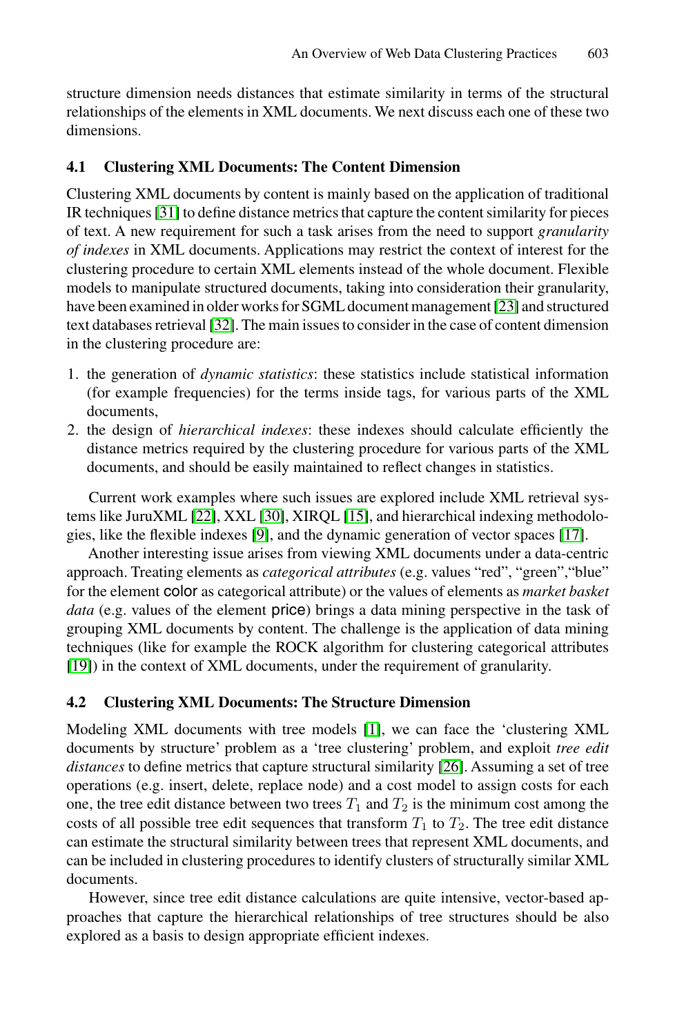structure dimension needs distances that estimate similarity in terms of the structural relationships of the elements in XML documents. We next discuss each one of these two dimensions.

### 4.1 Clustering XML Documents: The Content Dimension

Clustering XML documents by content is mainly based on the application of traditional IR techniques [31] to define distance metrics that capture the content similarity for pieces of text. A new requirement for such a task arises from the need to support *granularity of indexes* in XML documents. Applications may restrict the context of interest for the clustering procedure to certain XML elements instead of the whole document. Flexible models to manipulate structured documents, taking into consideration their granularity, have been examined in older works for SGML document management [23] and structured text databases retrieval [32]. The main issues to consider in the case of content dimension in the clustering procedure are:

1. the generation of *dynamic statistics*: these statistics include statistical information (for example frequencies) for the terms inside tags, for various parts of the XML documents,
2. the design of *hierarchical indexes*: these indexes should calculate efficiently the distance metrics required by the clustering procedure for various parts of the XML documents, and should be easily maintained to reflect changes in statistics.

Current work examples where such issues are explored include XML retrieval systems like JuruXML [22], XXL [30], XIRQL [15], and hierarchical indexing methodologies, like the flexible indexes [9], and the dynamic generation of vector spaces [17].

Another interesting issue arises from viewing XML documents under a data-centric approach. Treating elements as *categorical attributes* (e.g. values "red", "green","blue" for the element color as categorical attribute) or the values of elements as *market basket data* (e.g. values of the element price) brings a data mining perspective in the task of grouping XML documents by content. The challenge is the application of data mining techniques (like for example the ROCK algorithm for clustering categorical attributes [19]) in the context of XML documents, under the requirement of granularity.

### 4.2 Clustering XML Documents: The Structure Dimension

Modeling XML documents with tree models [1], we can face the 'clustering XML documents by structure' problem as a 'tree clustering' problem, and exploit *tree edit distances* to define metrics that capture structural similarity [26]. Assuming a set of tree operations (e.g. insert, delete, replace node) and a cost model to assign costs for each one, the tree edit distance between two trees $T_1$ and $T_2$ is the minimum cost among the costs of all possible tree edit sequences that transform $T_1$ to $T_2$. The tree edit distance can estimate the structural similarity between trees that represent XML documents, and can be included in clustering procedures to identify clusters of structurally similar XML documents.

However, since tree edit distance calculations are quite intensive, vector-based approaches that capture the hierarchical relationships of tree structures should be also explored as a basis to design appropriate efficient indexes.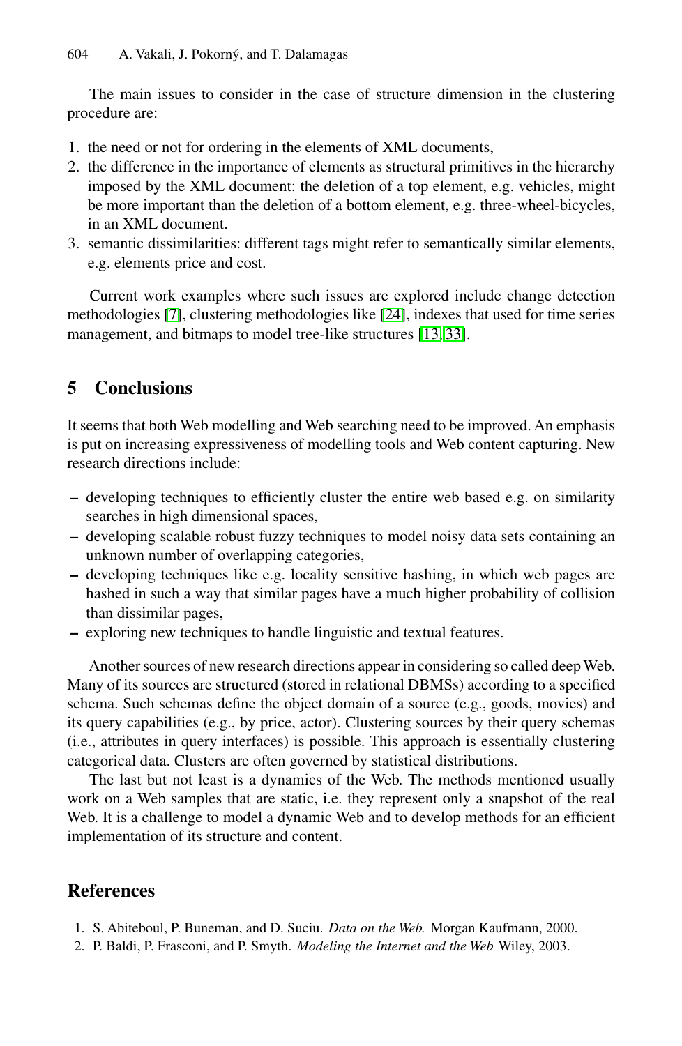The main issues to consider in the case of structure dimension in the clustering procedure are:

1. the need or not for ordering in the elements of XML documents,
2. the difference in the importance of elements as structural primitives in the hierarchy imposed by the XML document: the deletion of a top element, e.g. vehicles, might be more important than the deletion of a bottom element, e.g. three-wheel-bicycles, in an XML document.
3. semantic dissimilarities: different tags might refer to semantically similar elements, e.g. elements price and cost.

Current work examples where such issues are explored include change detection methodologies [7], clustering methodologies like [24], indexes that used for time series management, and bitmaps to model tree-like structures [13,33].

## 5 Conclusions

It seems that both Web modelling and Web searching need to be improved. An emphasis is put on increasing expressiveness of modelling tools and Web content capturing. New research directions include:

- developing techniques to efficiently cluster the entire web based e.g. on similarity searches in high dimensional spaces,
- developing scalable robust fuzzy techniques to model noisy data sets containing an unknown number of overlapping categories,
- developing techniques like e.g. locality sensitive hashing, in which web pages are hashed in such a way that similar pages have a much higher probability of collision than dissimilar pages,
- exploring new techniques to handle linguistic and textual features.

Another sources of new research directions appear in considering so called deep Web. Many of its sources are structured (stored in relational DBMSs) according to a specified schema. Such schemas define the object domain of a source (e.g., goods, movies) and its query capabilities (e.g., by price, actor). Clustering sources by their query schemas (i.e., attributes in query interfaces) is possible. This approach is essentially clustering categorical data. Clusters are often governed by statistical distributions.

The last but not least is a dynamics of the Web. The methods mentioned usually work on a Web samples that are static, i.e. they represent only a snapshot of the real Web. It is a challenge to model a dynamic Web and to develop methods for an efficient implementation of its structure and content.

## References

1. S. Abiteboul, P. Buneman, and D. Suciu. *Data on the Web.* Morgan Kaufmann, 2000.
2. P. Baldi, P. Frasconi, and P. Smyth. *Modeling the Internet and the Web* Wiley, 2003.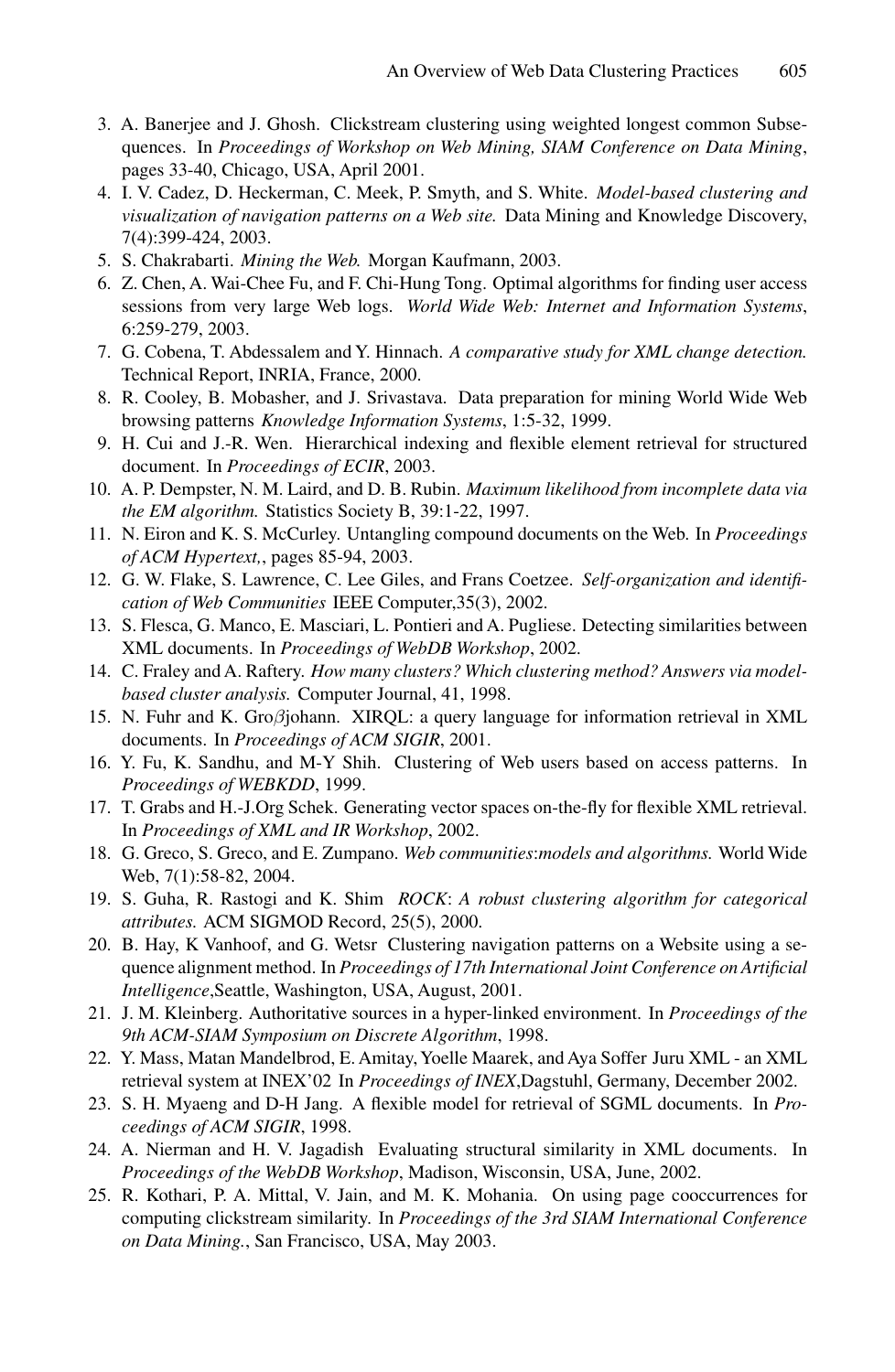3. A. Banerjee and J. Ghosh. Clickstream clustering using weighted longest common Subsequences. In *Proceedings of Workshop on Web Mining, SIAM Conference on Data Mining*, pages 33-40, Chicago, USA, April 2001.
4. I. V. Cadez, D. Heckerman, C. Meek, P. Smyth, and S. White. *Model-based clustering and visualization of navigation patterns on a Web site.* Data Mining and Knowledge Discovery, 7(4):399-424, 2003.
5. S. Chakrabarti. *Mining the Web.* Morgan Kaufmann, 2003.
6. Z. Chen, A. Wai-Chee Fu, and F. Chi-Hung Tong. Optimal algorithms for finding user access sessions from very large Web logs. *World Wide Web: Internet and Information Systems*, 6:259-279, 2003.
7. G. Cobena, T. Abdessalem and Y. Hinnach. *A comparative study for XML change detection.* Technical Report, INRIA, France, 2000.
8. R. Cooley, B. Mobasher, and J. Srivastava. Data preparation for mining World Wide Web browsing patterns *Knowledge Information Systems*, 1:5-32, 1999.
9. H. Cui and J.-R. Wen. Hierarchical indexing and flexible element retrieval for structured document. In *Proceedings of ECIR*, 2003.
10. A. P. Dempster, N. M. Laird, and D. B. Rubin. *Maximum likelihood from incomplete data via the EM algorithm.* Statistics Society B, 39:1-22, 1997.
11. N. Eiron and K. S. McCurley. Untangling compound documents on the Web. In *Proceedings of ACM Hypertext,*, pages 85-94, 2003.
12. G. W. Flake, S. Lawrence, C. Lee Giles, and Frans Coetzee. *Self-organization and identification of Web Communities* IEEE Computer,35(3), 2002.
13. S. Flesca, G. Manco, E. Masciari, L. Pontieri and A. Pugliese. Detecting similarities between XML documents. In *Proceedings of WebDB Workshop*, 2002.
14. C. Fraley and A. Raftery. *How many clusters? Which clustering method? Answers via model-based cluster analysis.* Computer Journal, 41, 1998.
15. N. Fuhr and K. Gro$\beta$johann. XIRQL: a query language for information retrieval in XML documents. In *Proceedings of ACM SIGIR*, 2001.
16. Y. Fu, K. Sandhu, and M-Y Shih. Clustering of Web users based on access patterns. In *Proceedings of WEBKDD*, 1999.
17. T. Grabs and H.-J.Org Schek. Generating vector spaces on-the-fly for flexible XML retrieval. In *Proceedings of XML and IR Workshop*, 2002.
18. G. Greco, S. Greco, and E. Zumpano. *Web communities:models and algorithms.* World Wide Web, 7(1):58-82, 2004.
19. S. Guha, R. Rastogi and K. Shim *ROCK*: *A robust clustering algorithm for categorical attributes.* ACM SIGMOD Record, 25(5), 2000.
20. B. Hay, K Vanhoof, and G. Wetsr Clustering navigation patterns on a Website using a sequence alignment method. In *Proceedings of 17th International Joint Conference on Artificial Intelligence*,Seattle, Washington, USA, August, 2001.
21. J. M. Kleinberg. Authoritative sources in a hyper-linked environment. In *Proceedings of the 9th ACM-SIAM Symposium on Discrete Algorithm*, 1998.
22. Y. Mass, Matan Mandelbrod, E. Amitay, Yoelle Maarek, and Aya Soffer Juru XML - an XML retrieval system at INEX'02 In *Proceedings of INEX*,Dagstuhl, Germany, December 2002.
23. S. H. Myaeng and D-H Jang. A flexible model for retrieval of SGML documents. In *Proceedings of ACM SIGIR*, 1998.
24. A. Nierman and H. V. Jagadish Evaluating structural similarity in XML documents. In *Proceedings of the WebDB Workshop*, Madison, Wisconsin, USA, June, 2002.
25. R. Kothari, P. A. Mittal, V. Jain, and M. K. Mohania. On using page cooccurrences for computing clickstream similarity. In *Proceedings of the 3rd SIAM International Conference on Data Mining.*, San Francisco, USA, May 2003.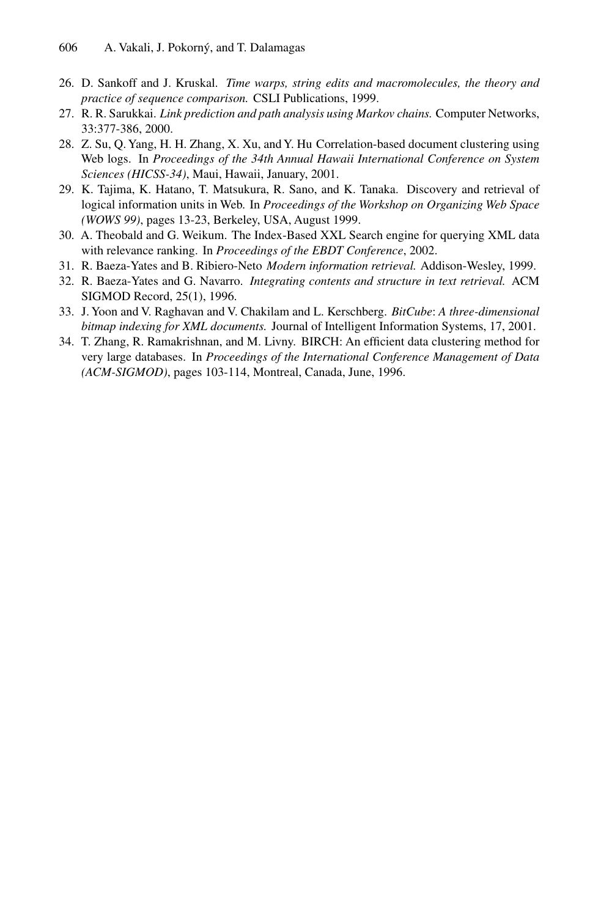26. D. Sankoff and J. Kruskal. *Time warps, string edits and macromolecules, the theory and practice of sequence comparison.* CSLI Publications, 1999.
27. R. R. Sarukkai. *Link prediction and path analysis using Markov chains.* Computer Networks, 33:377-386, 2000.
28. Z. Su, Q. Yang, H. H. Zhang, X. Xu, and Y. Hu Correlation-based document clustering using Web logs. In *Proceedings of the 34th Annual Hawaii International Conference on System Sciences (HICSS-34)*, Maui, Hawaii, January, 2001.
29. K. Tajima, K. Hatano, T. Matsukura, R. Sano, and K. Tanaka. Discovery and retrieval of logical information units in Web. In *Proceedings of the Workshop on Organizing Web Space (WOWS 99)*, pages 13-23, Berkeley, USA, August 1999.
30. A. Theobald and G. Weikum. The Index-Based XXL Search engine for querying XML data with relevance ranking. In *Proceedings of the EBDT Conference*, 2002.
31. R. Baeza-Yates and B. Ribiero-Neto *Modern information retrieval.* Addison-Wesley, 1999.
32. R. Baeza-Yates and G. Navarro. *Integrating contents and structure in text retrieval.* ACM SIGMOD Record, 25(1), 1996.
33. J. Yoon and V. Raghavan and V. Chakilam and L. Kerschberg. *BitCube*: *A three-dimensional bitmap indexing for XML documents.* Journal of Intelligent Information Systems, 17, 2001.
34. T. Zhang, R. Ramakrishnan, and M. Livny. BIRCH: An efficient data clustering method for very large databases. In *Proceedings of the International Conference Management of Data (ACM-SIGMOD)*, pages 103-114, Montreal, Canada, June, 1996.